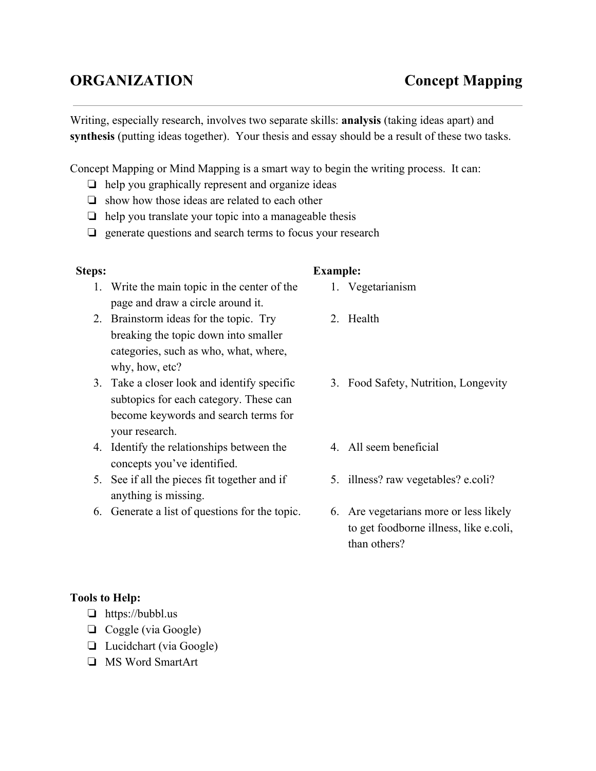# ORGANIZATION — Concept Mapping

Writing, especially research, involves two separate skills: **analysis** (taking ideas apart) and **synthesis** (putting ideas together). Your thesis and essay should be a result of these two tasks.

Concept Mapping or Mind Mapping is a smart way to begin the writing process. It can:

- help you graphically represent and organize ideas
- show how those ideas are related to each other
- help you translate your topic into a manageable thesis
- generate questions and search terms to focus your research

| **Steps:** | **Example:** |
| --- | --- |
| 1. Write the main topic in the center of the page and draw a circle around it. | 1. Vegetarianism |
| 2. Brainstorm ideas for the topic. Try breaking the topic down into smaller categories, such as who, what, where, why, how, etc? | 2. Health |
| 3. Take a closer look and identify specific subtopics for each category. These can become keywords and search terms for your research. | 3. Food Safety, Nutrition, Longevity |
| 4. Identify the relationships between the concepts you've identified. | 4. All seem beneficial |
| 5. See if all the pieces fit together and if anything is missing. | 5. illness? raw vegetables? e.coli? |
| 6. Generate a list of questions for the topic. | 6. Are vegetarians more or less likely to get foodborne illness, like e.coli, than others? |

**Tools to Help:**

- https://bubbl.us
- Coggle (via Google)
- Lucidchart (via Google)
- MS Word SmartArt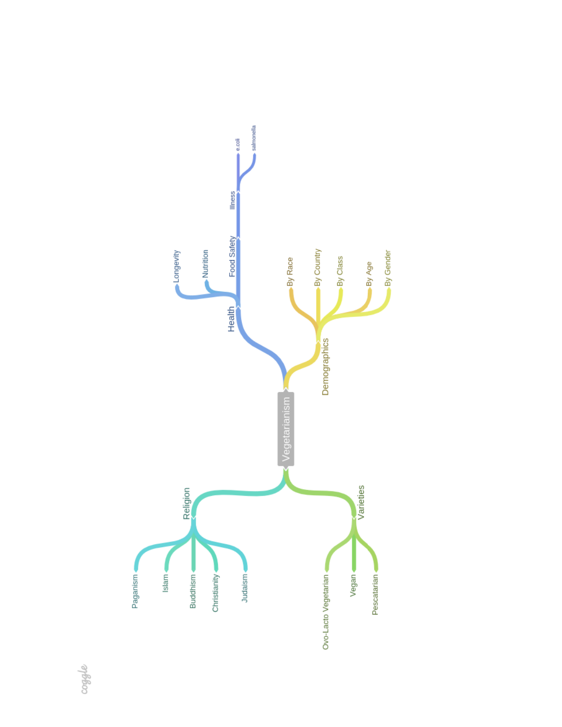Vegetarianism

Health

Longevity

Nutrition

Food Safety

Illness

e.coli

salmonella

Demographics

By Race

By Country

By Class

By Age

By Gender

Religion

Paganism

Islam

Buddhism

Christianity

Judaism

Varieties

Ovo-Lacto Vegetarian

Vegan

Pescatarian

coggle